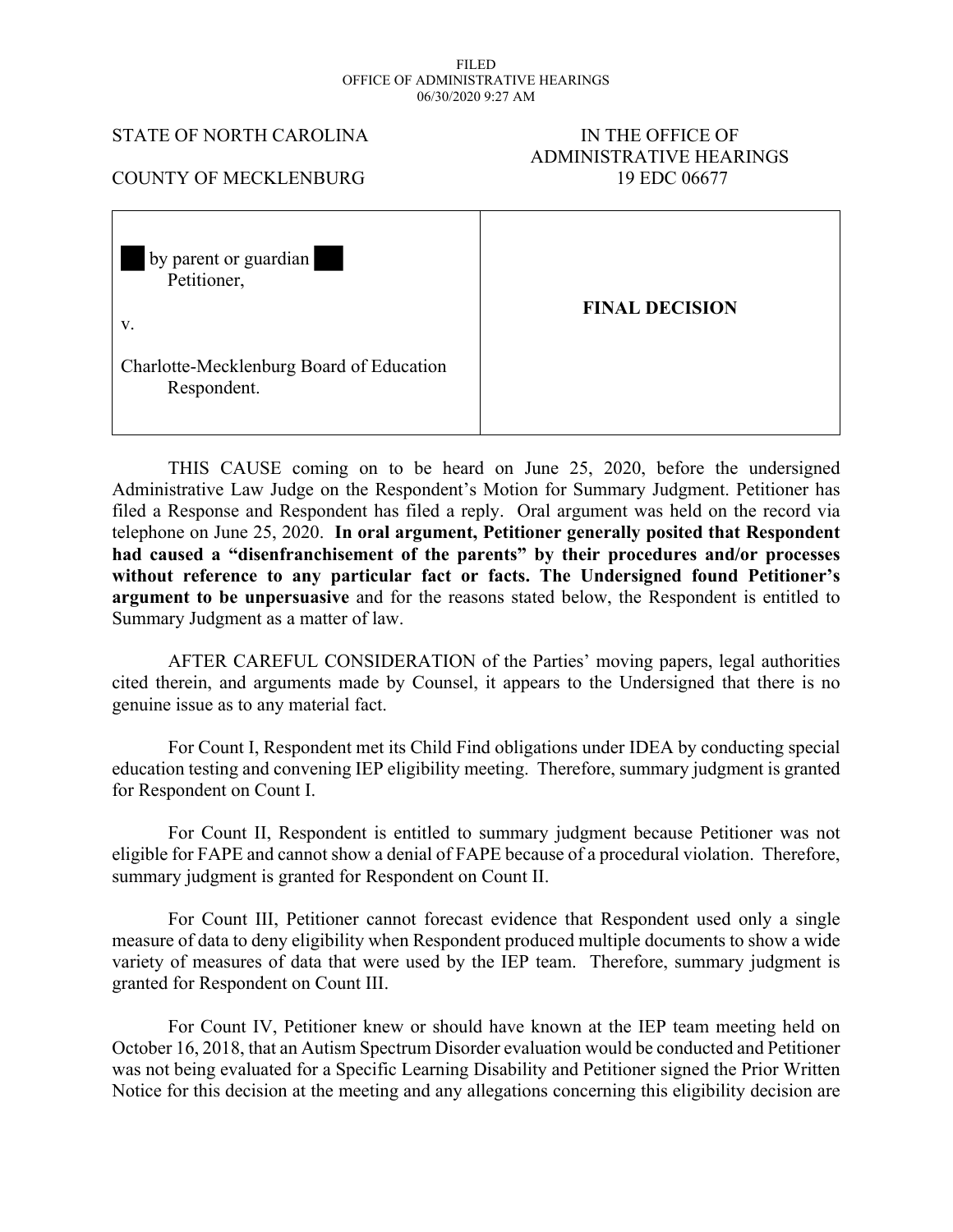FILED
OFFICE OF ADMINISTRATIVE HEARINGS
06/30/2020 9:27 AM

STATE OF NORTH CAROLINA

COUNTY OF MECKLENBURG

IN THE OFFICE OF
ADMINISTRATIVE HEARINGS
19 EDC 06677

| | |
|---|---|
| ██ by parent or guardian ██<br>Petitioner,<br><br>v.<br><br>Charlotte-Mecklenburg Board of Education<br>Respondent. | **FINAL DECISION** |

THIS CAUSE coming on to be heard on June 25, 2020, before the undersigned Administrative Law Judge on the Respondent's Motion for Summary Judgment. Petitioner has filed a Response and Respondent has filed a reply. Oral argument was held on the record via telephone on June 25, 2020. **In oral argument, Petitioner generally posited that Respondent had caused a "disenfranchisement of the parents" by their procedures and/or processes without reference to any particular fact or facts. The Undersigned found Petitioner's argument to be unpersuasive** and for the reasons stated below, the Respondent is entitled to Summary Judgment as a matter of law.

AFTER CAREFUL CONSIDERATION of the Parties' moving papers, legal authorities cited therein, and arguments made by Counsel, it appears to the Undersigned that there is no genuine issue as to any material fact.

For Count I, Respondent met its Child Find obligations under IDEA by conducting special education testing and convening IEP eligibility meeting. Therefore, summary judgment is granted for Respondent on Count I.

For Count II, Respondent is entitled to summary judgment because Petitioner was not eligible for FAPE and cannot show a denial of FAPE because of a procedural violation. Therefore, summary judgment is granted for Respondent on Count II.

For Count III, Petitioner cannot forecast evidence that Respondent used only a single measure of data to deny eligibility when Respondent produced multiple documents to show a wide variety of measures of data that were used by the IEP team. Therefore, summary judgment is granted for Respondent on Count III.

For Count IV, Petitioner knew or should have known at the IEP team meeting held on October 16, 2018, that an Autism Spectrum Disorder evaluation would be conducted and Petitioner was not being evaluated for a Specific Learning Disability and Petitioner signed the Prior Written Notice for this decision at the meeting and any allegations concerning this eligibility decision are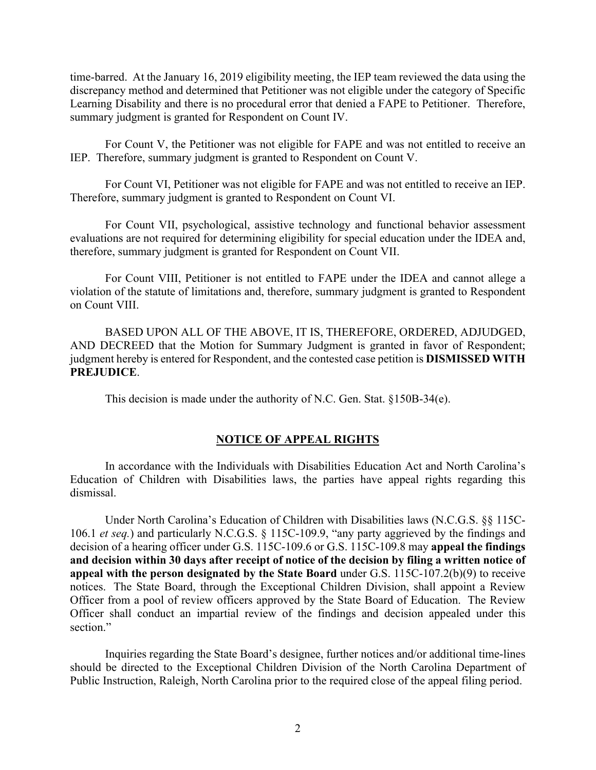time-barred. At the January 16, 2019 eligibility meeting, the IEP team reviewed the data using the discrepancy method and determined that Petitioner was not eligible under the category of Specific Learning Disability and there is no procedural error that denied a FAPE to Petitioner. Therefore, summary judgment is granted for Respondent on Count IV.

For Count V, the Petitioner was not eligible for FAPE and was not entitled to receive an IEP. Therefore, summary judgment is granted to Respondent on Count V.

For Count VI, Petitioner was not eligible for FAPE and was not entitled to receive an IEP. Therefore, summary judgment is granted to Respondent on Count VI.

For Count VII, psychological, assistive technology and functional behavior assessment evaluations are not required for determining eligibility for special education under the IDEA and, therefore, summary judgment is granted for Respondent on Count VII.

For Count VIII, Petitioner is not entitled to FAPE under the IDEA and cannot allege a violation of the statute of limitations and, therefore, summary judgment is granted to Respondent on Count VIII.

BASED UPON ALL OF THE ABOVE, IT IS, THEREFORE, ORDERED, ADJUDGED, AND DECREED that the Motion for Summary Judgment is granted in favor of Respondent; judgment hereby is entered for Respondent, and the contested case petition is **DISMISSED WITH PREJUDICE**.

This decision is made under the authority of N.C. Gen. Stat. §150B-34(e).

## NOTICE OF APPEAL RIGHTS

In accordance with the Individuals with Disabilities Education Act and North Carolina's Education of Children with Disabilities laws, the parties have appeal rights regarding this dismissal.

Under North Carolina's Education of Children with Disabilities laws (N.C.G.S. §§ 115C-106.1 *et seq.*) and particularly N.C.G.S. § 115C-109.9, "any party aggrieved by the findings and decision of a hearing officer under G.S. 115C-109.6 or G.S. 115C-109.8 may **appeal the findings and decision within 30 days after receipt of notice of the decision by filing a written notice of appeal with the person designated by the State Board** under G.S. 115C-107.2(b)(9) to receive notices. The State Board, through the Exceptional Children Division, shall appoint a Review Officer from a pool of review officers approved by the State Board of Education. The Review Officer shall conduct an impartial review of the findings and decision appealed under this section."

Inquiries regarding the State Board's designee, further notices and/or additional time-lines should be directed to the Exceptional Children Division of the North Carolina Department of Public Instruction, Raleigh, North Carolina prior to the required close of the appeal filing period.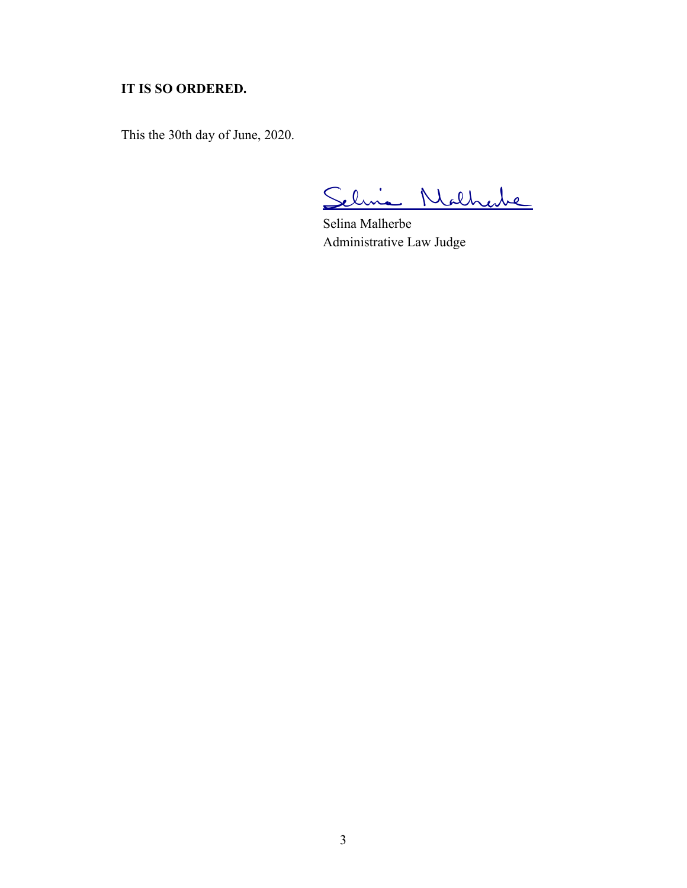**IT IS SO ORDERED.**

This the 30th day of June, 2020.

Selina Malherbe
Administrative Law Judge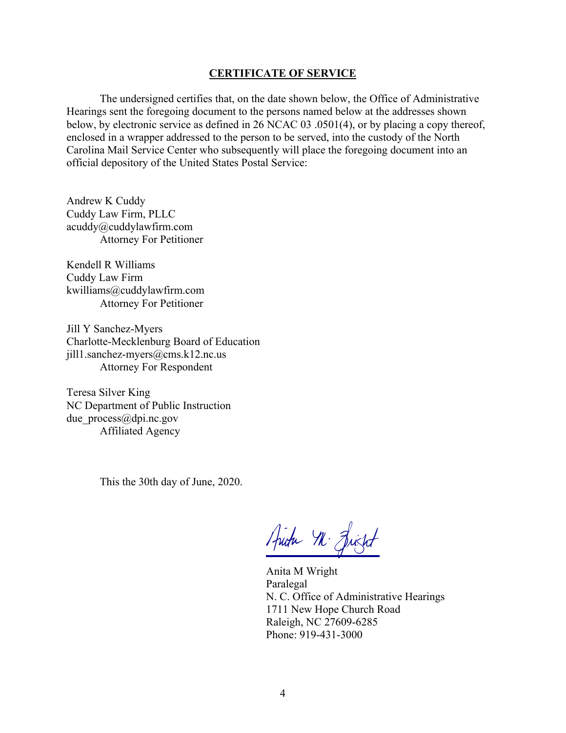## CERTIFICATE OF SERVICE

The undersigned certifies that, on the date shown below, the Office of Administrative Hearings sent the foregoing document to the persons named below at the addresses shown below, by electronic service as defined in 26 NCAC 03 .0501(4), or by placing a copy thereof, enclosed in a wrapper addressed to the person to be served, into the custody of the North Carolina Mail Service Center who subsequently will place the foregoing document into an official depository of the United States Postal Service:

Andrew K Cuddy
Cuddy Law Firm, PLLC
acuddy@cuddylawfirm.com
Attorney For Petitioner

Kendell R Williams
Cuddy Law Firm
kwilliams@cuddylawfirm.com
Attorney For Petitioner

Jill Y Sanchez-Myers
Charlotte-Mecklenburg Board of Education
jill1.sanchez-myers@cms.k12.nc.us
Attorney For Respondent

Teresa Silver King
NC Department of Public Instruction
due_process@dpi.nc.gov
Affiliated Agency

This the 30th day of June, 2020.

Anita M Wright
Paralegal
N. C. Office of Administrative Hearings
1711 New Hope Church Road
Raleigh, NC 27609-6285
Phone: 919-431-3000